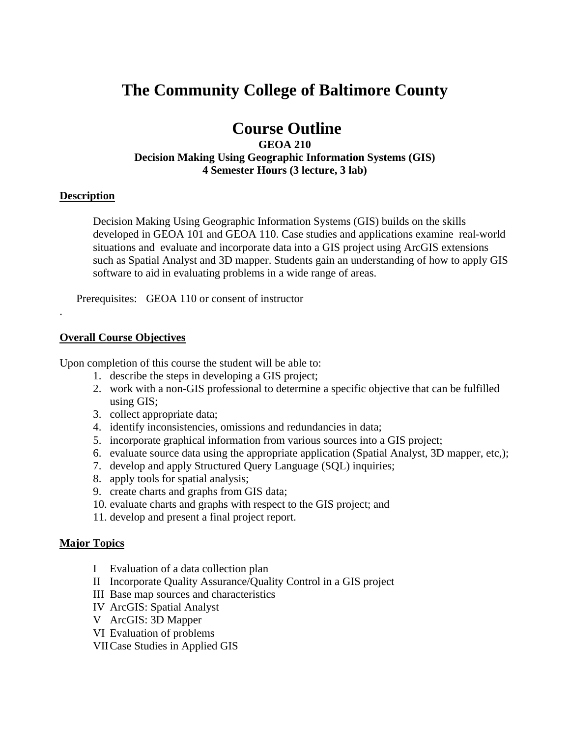# The Community College of Baltimore County

## Course Outline

**GEOA 210**
**Decision Making Using Geographic Information Systems (GIS)**
**4 Semester Hours (3 lecture, 3 lab)**

**Description**

Decision Making Using Geographic Information Systems (GIS) builds on the skills developed in GEOA 101 and GEOA 110. Case studies and applications examine real-world situations and evaluate and incorporate data into a GIS project using ArcGIS extensions such as Spatial Analyst and 3D mapper. Students gain an understanding of how to apply GIS software to aid in evaluating problems in a wide range of areas.

Prerequisites: GEOA 110 or consent of instructor

.

**Overall Course Objectives**

Upon completion of this course the student will be able to:

1. describe the steps in developing a GIS project;
2. work with a non-GIS professional to determine a specific objective that can be fulfilled using GIS;
3. collect appropriate data;
4. identify inconsistencies, omissions and redundancies in data;
5. incorporate graphical information from various sources into a GIS project;
6. evaluate source data using the appropriate application (Spatial Analyst, 3D mapper, etc,);
7. develop and apply Structured Query Language (SQL) inquiries;
8. apply tools for spatial analysis;
9. create charts and graphs from GIS data;
10. evaluate charts and graphs with respect to the GIS project; and
11. develop and present a final project report.

**Major Topics**

- I Evaluation of a data collection plan
- II Incorporate Quality Assurance/Quality Control in a GIS project
- III Base map sources and characteristics
- IV ArcGIS: Spatial Analyst
- V ArcGIS: 3D Mapper
- VI Evaluation of problems
- VII Case Studies in Applied GIS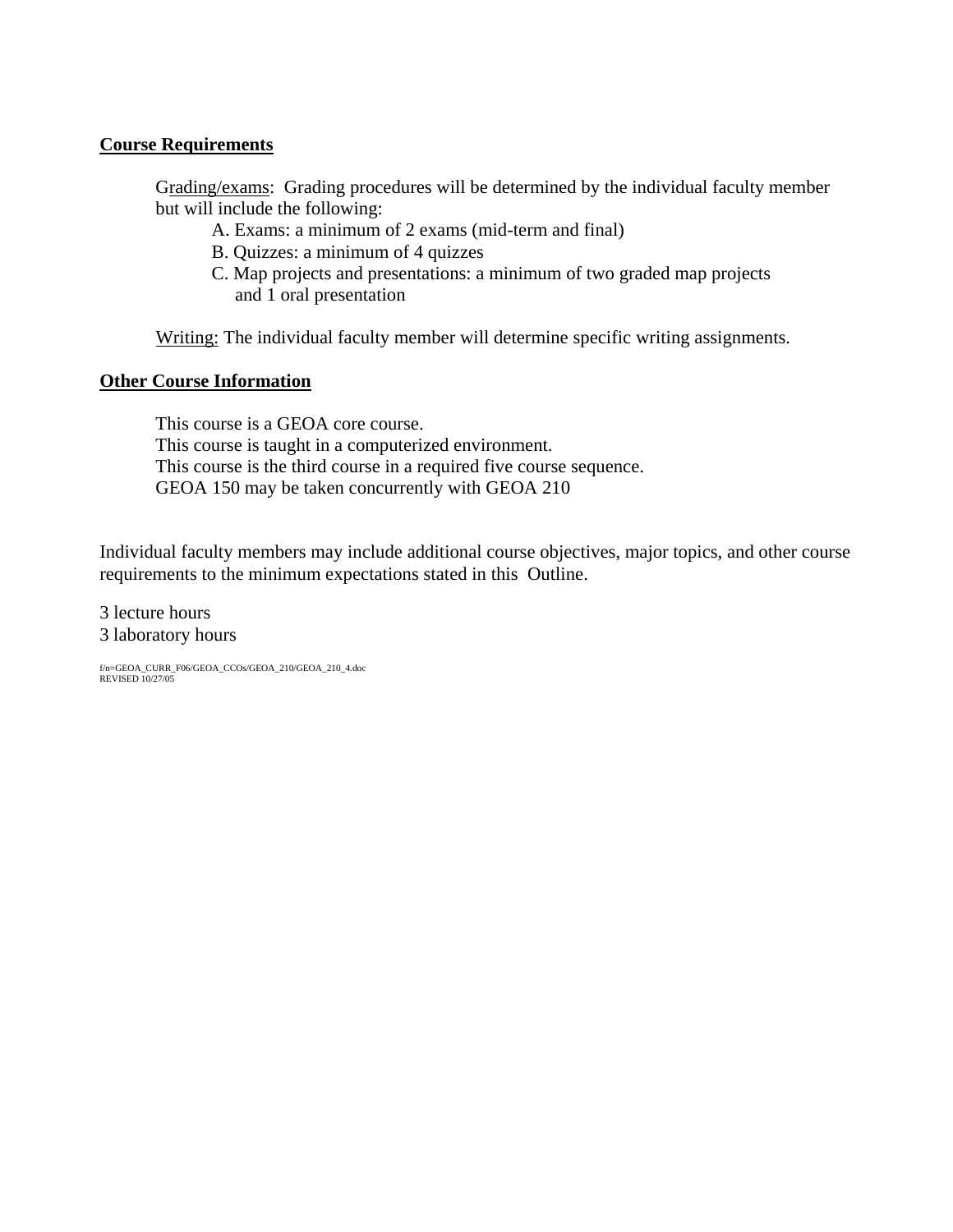**Course Requirements**

Grading/exams: Grading procedures will be determined by the individual faculty member but will include the following:

A. Exams: a minimum of 2 exams (mid-term and final)
B. Quizzes: a minimum of 4 quizzes
C. Map projects and presentations: a minimum of two graded map projects and 1 oral presentation

Writing: The individual faculty member will determine specific writing assignments.

**Other Course Information**

This course is a GEOA core course.
This course is taught in a computerized environment.
This course is the third course in a required five course sequence.
GEOA 150 may be taken concurrently with GEOA 210

Individual faculty members may include additional course objectives, major topics, and other course requirements to the minimum expectations stated in this Outline.

3 lecture hours
3 laboratory hours

f/n=GEOA_CURR_F06/GEOA_CCOs/GEOA_210/GEOA_210_4.doc
REVISED 10/27/05